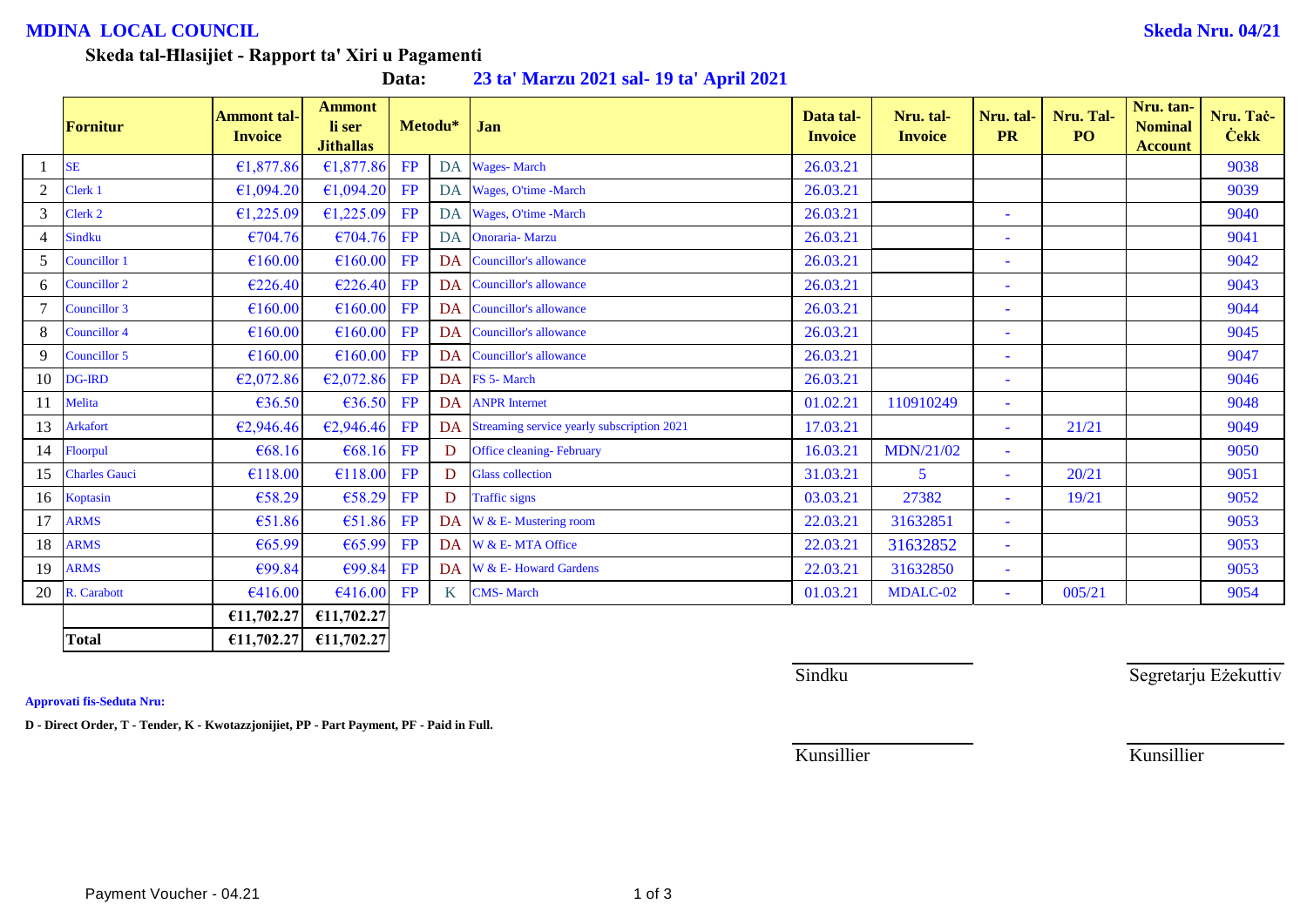**MDINA LOCAL COUNCIL** **Skeda Nru. 04/21**

**Skeda tal-Ħlasijiet - Rapport ta' Xiri u Pagamenti**

**Data: 23 ta' Marzu 2021 sal- 19 ta' April 2021**

| | Fornitur | Ammont tal-Invoice | Ammont li ser Jithallas | Metodu* | | Jan | Data tal-Invoice | Nru. tal-Invoice | Nru. tal-PR | Nru. Tal-PO | Nru. tan-Nominal Account | Nru. Taċ-Ċekk |
|---|---|---|---|---|---|---|---|---|---|---|---|---|
| 1 | SE | €1,877.86 | €1,877.86 | FP | DA | Wages- March | 26.03.21 | | | | | 9038 |
| 2 | Clerk 1 | €1,094.20 | €1,094.20 | FP | DA | Wages, O'time -March | 26.03.21 | | | | | 9039 |
| 3 | Clerk 2 | €1,225.09 | €1,225.09 | FP | DA | Wages, O'time -March | 26.03.21 | | - | | | 9040 |
| 4 | Sindku | €704.76 | €704.76 | FP | DA | Onoraria- Marzu | 26.03.21 | | - | | | 9041 |
| 5 | Councillor 1 | €160.00 | €160.00 | FP | DA | Councillor's allowance | 26.03.21 | | - | | | 9042 |
| 6 | Councillor 2 | €226.40 | €226.40 | FP | DA | Councillor's allowance | 26.03.21 | | - | | | 9043 |
| 7 | Councillor 3 | €160.00 | €160.00 | FP | DA | Councillor's allowance | 26.03.21 | | - | | | 9044 |
| 8 | Councillor 4 | €160.00 | €160.00 | FP | DA | Councillor's allowance | 26.03.21 | | - | | | 9045 |
| 9 | Councillor 5 | €160.00 | €160.00 | FP | DA | Councillor's allowance | 26.03.21 | | - | | | 9047 |
| 10 | DG-IRD | €2,072.86 | €2,072.86 | FP | DA | FS 5- March | 26.03.21 | | - | | | 9046 |
| 11 | Melita | €36.50 | €36.50 | FP | DA | ANPR Internet | 01.02.21 | 110910249 | - | | | 9048 |
| 13 | Arkafort | €2,946.46 | €2,946.46 | FP | DA | Streaming service yearly subscription 2021 | 17.03.21 | | - | 21/21 | | 9049 |
| 14 | Floorpul | €68.16 | €68.16 | FP | D | Office cleaning- February | 16.03.21 | MDN/21/02 | - | | | 9050 |
| 15 | Charles Gauci | €118.00 | €118.00 | FP | D | Glass collection | 31.03.21 | 5 | - | 20/21 | | 9051 |
| 16 | Koptasin | €58.29 | €58.29 | FP | D | Traffic signs | 03.03.21 | 27382 | - | 19/21 | | 9052 |
| 17 | ARMS | €51.86 | €51.86 | FP | DA | W & E- Mustering room | 22.03.21 | 31632851 | - | | | 9053 |
| 18 | ARMS | €65.99 | €65.99 | FP | DA | W & E- MTA Office | 22.03.21 | 31632852 | - | | | 9053 |
| 19 | ARMS | €99.84 | €99.84 | FP | DA | W & E- Howard Gardens | 22.03.21 | 31632850 | - | | | 9053 |
| 20 | R. Carabott | €416.00 | €416.00 | FP | K | CMS- March | 01.03.21 | MDALC-02 | - | 005/21 | | 9054 |
| | | €11,702.27 | €11,702.27 | | | | | | | | | |
| | **Total** | €11,702.27 | €11,702.27 | | | | | | | | | |

Sindku

Segretarju Eżekuttiv

**Approvati fis-Seduta Nru:**

**D - Direct Order, T - Tender, K - Kwotazzjonijiet, PP - Part Payment, PF - Paid in Full.**

Kunsillier

Kunsillier

Payment Voucher - 04.21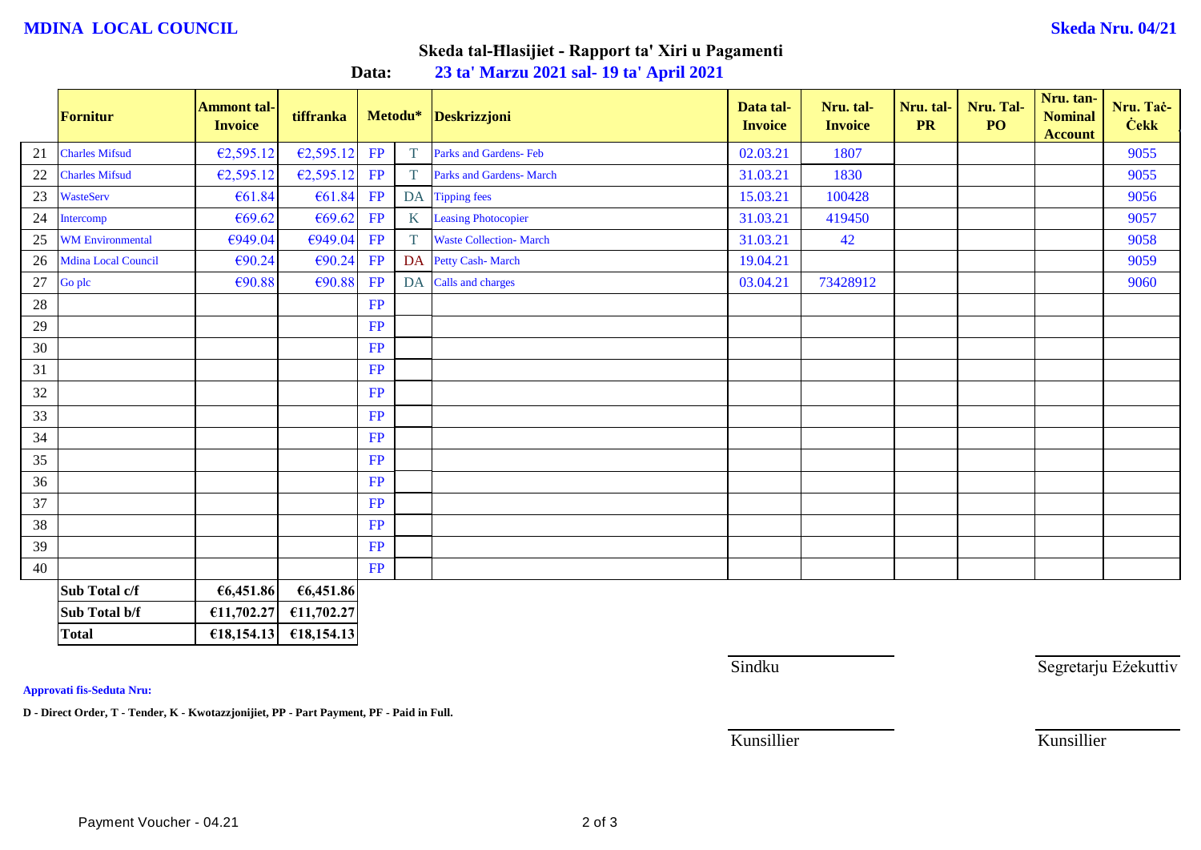**MDINA LOCAL COUNCIL** **Skeda Nru. 04/21**

## Skeda tal-Ħlasijiet - Rapport ta' Xiri u Pagamenti

**Data:** **23 ta' Marzu 2021 sal- 19 ta' April 2021**

| | Fornitur | Ammont tal-Invoice | tiffranka | Metodu* | | Deskrizzjoni | Data tal-Invoice | Nru. tal-Invoice | Nru. tal-PR | Nru. Tal-PO | Nru. tan-Nominal Account | Nru. Taċ-Ċekk |
|---|---|---|---|---|---|---|---|---|---|---|---|---|
| 21 | Charles Mifsud | €2,595.12 | €2,595.12 | FP | T | Parks and Gardens- Feb | 02.03.21 | 1807 | | | | 9055 |
| 22 | Charles Mifsud | €2,595.12 | €2,595.12 | FP | T | Parks and Gardens- March | 31.03.21 | 1830 | | | | 9055 |
| 23 | WasteServ | €61.84 | €61.84 | FP | DA | Tipping fees | 15.03.21 | 100428 | | | | 9056 |
| 24 | Intercomp | €69.62 | €69.62 | FP | K | Leasing Photocopier | 31.03.21 | 419450 | | | | 9057 |
| 25 | WM Environmental | €949.04 | €949.04 | FP | T | Waste Collection- March | 31.03.21 | 42 | | | | 9058 |
| 26 | Mdina Local Council | €90.24 | €90.24 | FP | DA | Petty Cash- March | 19.04.21 | | | | | 9059 |
| 27 | Go plc | €90.88 | €90.88 | FP | DA | Calls and charges | 03.04.21 | 73428912 | | | | 9060 |
| 28 | | | | FP | | | | | | | | |
| 29 | | | | FP | | | | | | | | |
| 30 | | | | FP | | | | | | | | |
| 31 | | | | FP | | | | | | | | |
| 32 | | | | FP | | | | | | | | |
| 33 | | | | FP | | | | | | | | |
| 34 | | | | FP | | | | | | | | |
| 35 | | | | FP | | | | | | | | |
| 36 | | | | FP | | | | | | | | |
| 37 | | | | FP | | | | | | | | |
| 38 | | | | FP | | | | | | | | |
| 39 | | | | FP | | | | | | | | |
| 40 | | | | FP | | | | | | | | |
| | **Sub Total c/f** | **€6,451.86** | **€6,451.86** | | | | | | | | | |
| | **Sub Total b/f** | **€11,702.27** | **€11,702.27** | | | | | | | | | |
| | **Total** | **€18,154.13** | **€18,154.13** | | | | | | | | | |

Sindku

Segretarju Eżekuttiv

Kunsillier

Kunsillier

**Approvati fis-Seduta Nru:**

**D - Direct Order, T - Tender, K - Kwotazzjonijiet, PP - Part Payment, PF - Paid in Full.**

Payment Voucher - 04.21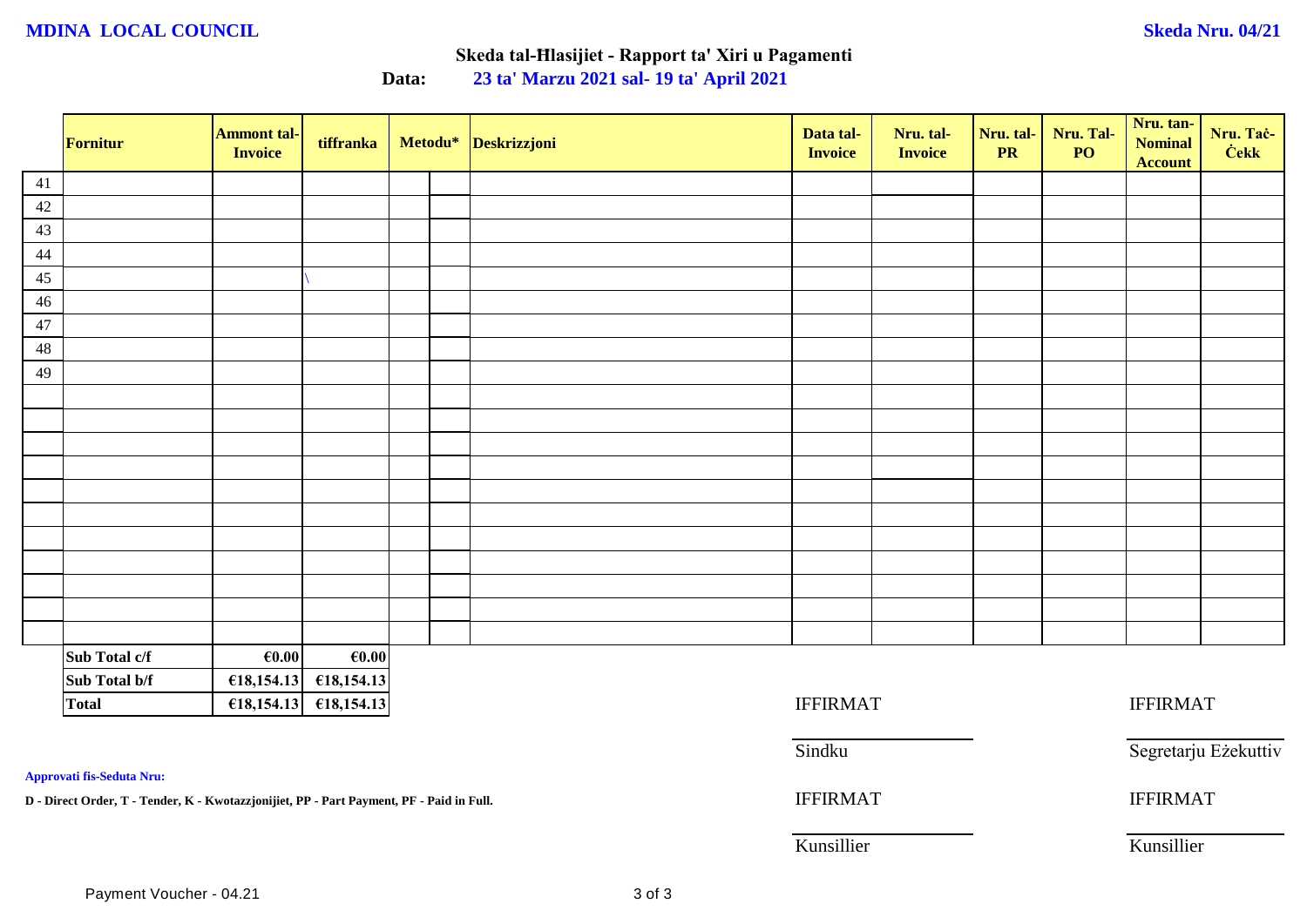**MDINA LOCAL COUNCIL**

**Skeda Nru. 04/21**

## Skeda tal-Ħlasijiet - Rapport ta' Xiri u Pagamenti

**Data:** **23 ta' Marzu 2021 sal- 19 ta' April 2021**

| | Fornitur | Ammont tal-Invoice | tiffranka | Metodu* | | Deskrizzjoni | Data tal-Invoice | Nru. tal-Invoice | Nru. tal-PR | Nru. Tal-PO | Nru. tan-Nominal Account | Nru. Taċ-Ċekk |
|---|---|---|---|---|---|---|---|---|---|---|---|---|
| 41 | | | | | | | | | | | | |
| 42 | | | | | | | | | | | | |
| 43 | | | | | | | | | | | | |
| 44 | | | | | | | | | | | | |
| 45 | | | \ | | | | | | | | | |
| 46 | | | | | | | | | | | | |
| 47 | | | | | | | | | | | | |
| 48 | | | | | | | | | | | | |
| 49 | | | | | | | | | | | | |
| | | | | | | | | | | | | |
| | | | | | | | | | | | | |
| | | | | | | | | | | | | |
| | | | | | | | | | | | | |
| | | | | | | | | | | | | |
| | | | | | | | | | | | | |
| | | | | | | | | | | | | |
| | | | | | | | | | | | | |
| | | | | | | | | | | | | |
| | | | | | | | | | | | | |
| | | | | | | | | | | | | |
| | **Sub Total c/f** | **€0.00** | **€0.00** | | | | | | | | | |
| | **Sub Total b/f** | **€18,154.13** | **€18,154.13** | | | | | | | | | |
| | **Total** | **€18,154.13** | **€18,154.13** | | | | | | | | | |

IFFIRMAT
Sindku

IFFIRMAT
Segretarju Eżekuttiv

IFFIRMAT
Kunsillier

IFFIRMAT
Kunsillier

**Approvati fis-Seduta Nru:**

**D - Direct Order, T - Tender, K - Kwotazzjonijiet, PP - Part Payment, PF - Paid in Full.**

Payment Voucher - 04.21